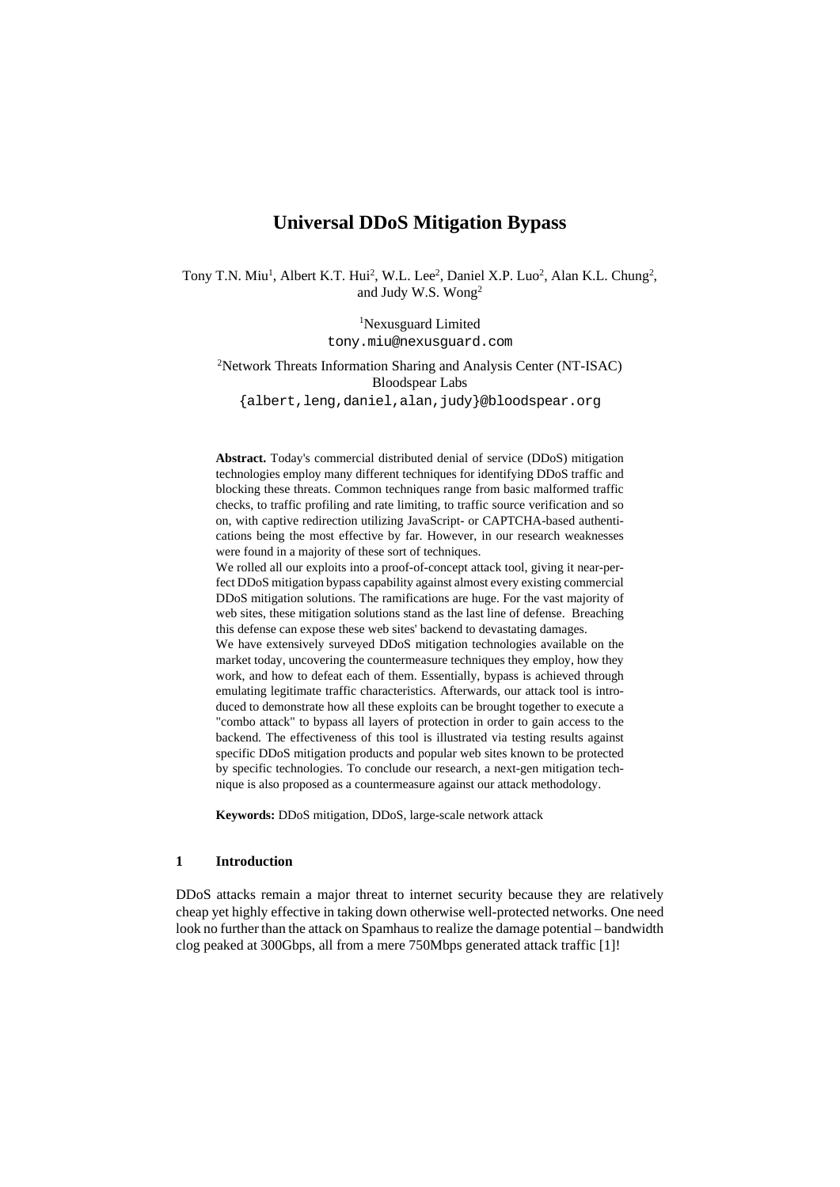# Universal DDoS Mitigation Bypass

Tony T.N. Miu[1], Albert K.T. Hui[2], W.L. Lee[2], Daniel X.P. Luo[2], Alan K.L. Chung[2], and Judy W.S. Wong[2]

[1]Nexusguard Limited
tony.miu@nexusguard.com

[2]Network Threats Information Sharing and Analysis Center (NT-ISAC)
Bloodspear Labs
{albert,leng,daniel,alan,judy}@bloodspear.org

**Abstract.** Today's commercial distributed denial of service (DDoS) mitigation technologies employ many different techniques for identifying DDoS traffic and blocking these threats. Common techniques range from basic malformed traffic checks, to traffic profiling and rate limiting, to traffic source verification and so on, with captive redirection utilizing JavaScript- or CAPTCHA-based authentications being the most effective by far. However, in our research weaknesses were found in a majority of these sort of techniques.

We rolled all our exploits into a proof-of-concept attack tool, giving it near-perfect DDoS mitigation bypass capability against almost every existing commercial DDoS mitigation solutions. The ramifications are huge. For the vast majority of web sites, these mitigation solutions stand as the last line of defense. Breaching this defense can expose these web sites' backend to devastating damages.

We have extensively surveyed DDoS mitigation technologies available on the market today, uncovering the countermeasure techniques they employ, how they work, and how to defeat each of them. Essentially, bypass is achieved through emulating legitimate traffic characteristics. Afterwards, our attack tool is introduced to demonstrate how all these exploits can be brought together to execute a "combo attack" to bypass all layers of protection in order to gain access to the backend. The effectiveness of this tool is illustrated via testing results against specific DDoS mitigation products and popular web sites known to be protected by specific technologies. To conclude our research, a next-gen mitigation technique is also proposed as a countermeasure against our attack methodology.

**Keywords:** DDoS mitigation, DDoS, large-scale network attack

## 1 Introduction

DDoS attacks remain a major threat to internet security because they are relatively cheap yet highly effective in taking down otherwise well-protected networks. One need look no further than the attack on Spamhaus to realize the damage potential – bandwidth clog peaked at 300Gbps, all from a mere 750Mbps generated attack traffic [1]!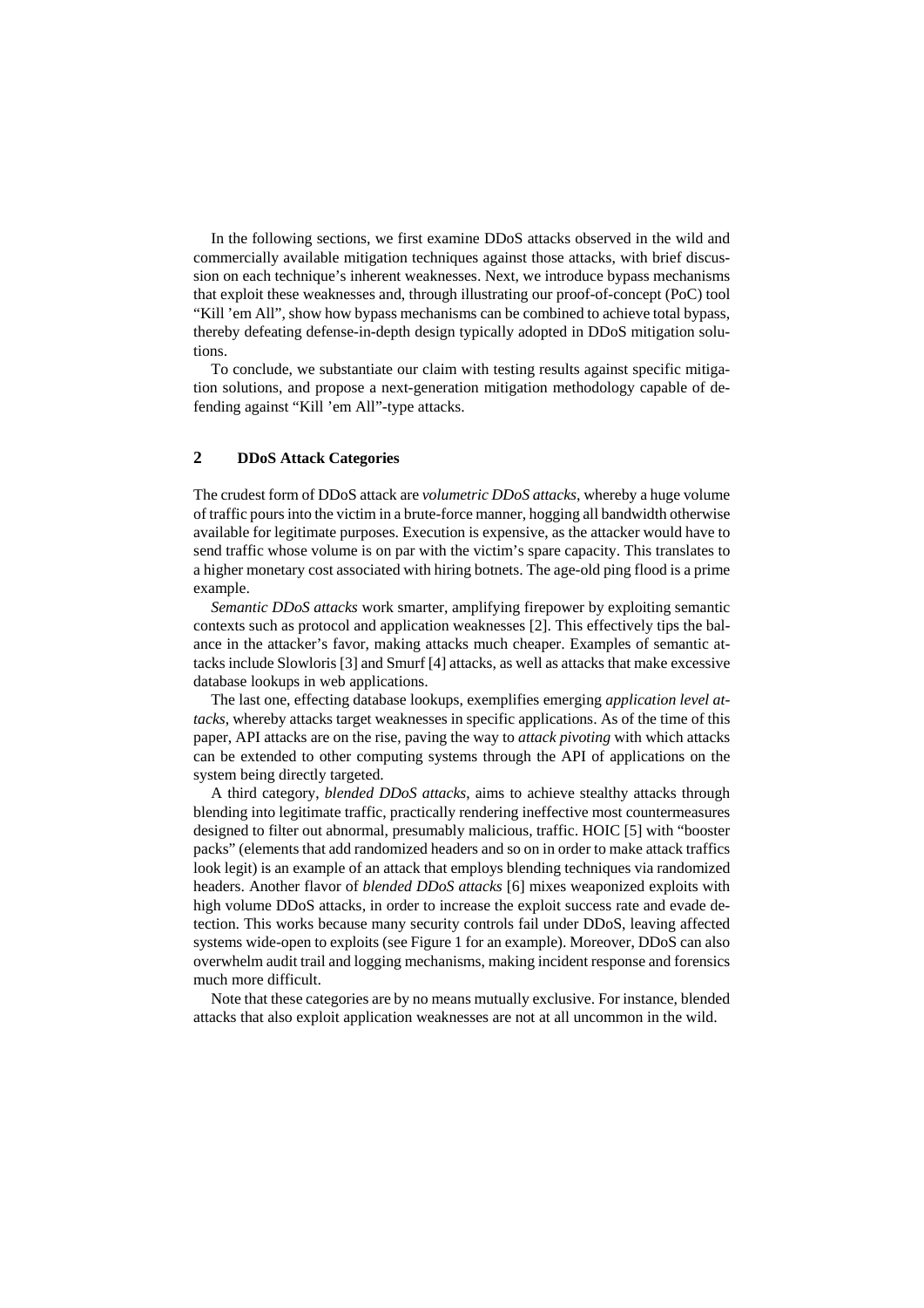In the following sections, we first examine DDoS attacks observed in the wild and commercially available mitigation techniques against those attacks, with brief discussion on each technique's inherent weaknesses. Next, we introduce bypass mechanisms that exploit these weaknesses and, through illustrating our proof-of-concept (PoC) tool "Kill 'em All", show how bypass mechanisms can be combined to achieve total bypass, thereby defeating defense-in-depth design typically adopted in DDoS mitigation solutions.

To conclude, we substantiate our claim with testing results against specific mitigation solutions, and propose a next-generation mitigation methodology capable of defending against "Kill 'em All"-type attacks.

## 2 DDoS Attack Categories

The crudest form of DDoS attack are *volumetric DDoS attacks*, whereby a huge volume of traffic pours into the victim in a brute-force manner, hogging all bandwidth otherwise available for legitimate purposes. Execution is expensive, as the attacker would have to send traffic whose volume is on par with the victim's spare capacity. This translates to a higher monetary cost associated with hiring botnets. The age-old ping flood is a prime example.

*Semantic DDoS attacks* work smarter, amplifying firepower by exploiting semantic contexts such as protocol and application weaknesses [2]. This effectively tips the balance in the attacker's favor, making attacks much cheaper. Examples of semantic attacks include Slowloris [3] and Smurf [4] attacks, as well as attacks that make excessive database lookups in web applications.

The last one, effecting database lookups, exemplifies emerging *application level attacks*, whereby attacks target weaknesses in specific applications. As of the time of this paper, API attacks are on the rise, paving the way to *attack pivoting* with which attacks can be extended to other computing systems through the API of applications on the system being directly targeted.

A third category, *blended DDoS attacks*, aims to achieve stealthy attacks through blending into legitimate traffic, practically rendering ineffective most countermeasures designed to filter out abnormal, presumably malicious, traffic. HOIC [5] with "booster packs" (elements that add randomized headers and so on in order to make attack traffics look legit) is an example of an attack that employs blending techniques via randomized headers. Another flavor of *blended DDoS attacks* [6] mixes weaponized exploits with high volume DDoS attacks, in order to increase the exploit success rate and evade detection. This works because many security controls fail under DDoS, leaving affected systems wide-open to exploits (see Figure 1 for an example). Moreover, DDoS can also overwhelm audit trail and logging mechanisms, making incident response and forensics much more difficult.

Note that these categories are by no means mutually exclusive. For instance, blended attacks that also exploit application weaknesses are not at all uncommon in the wild.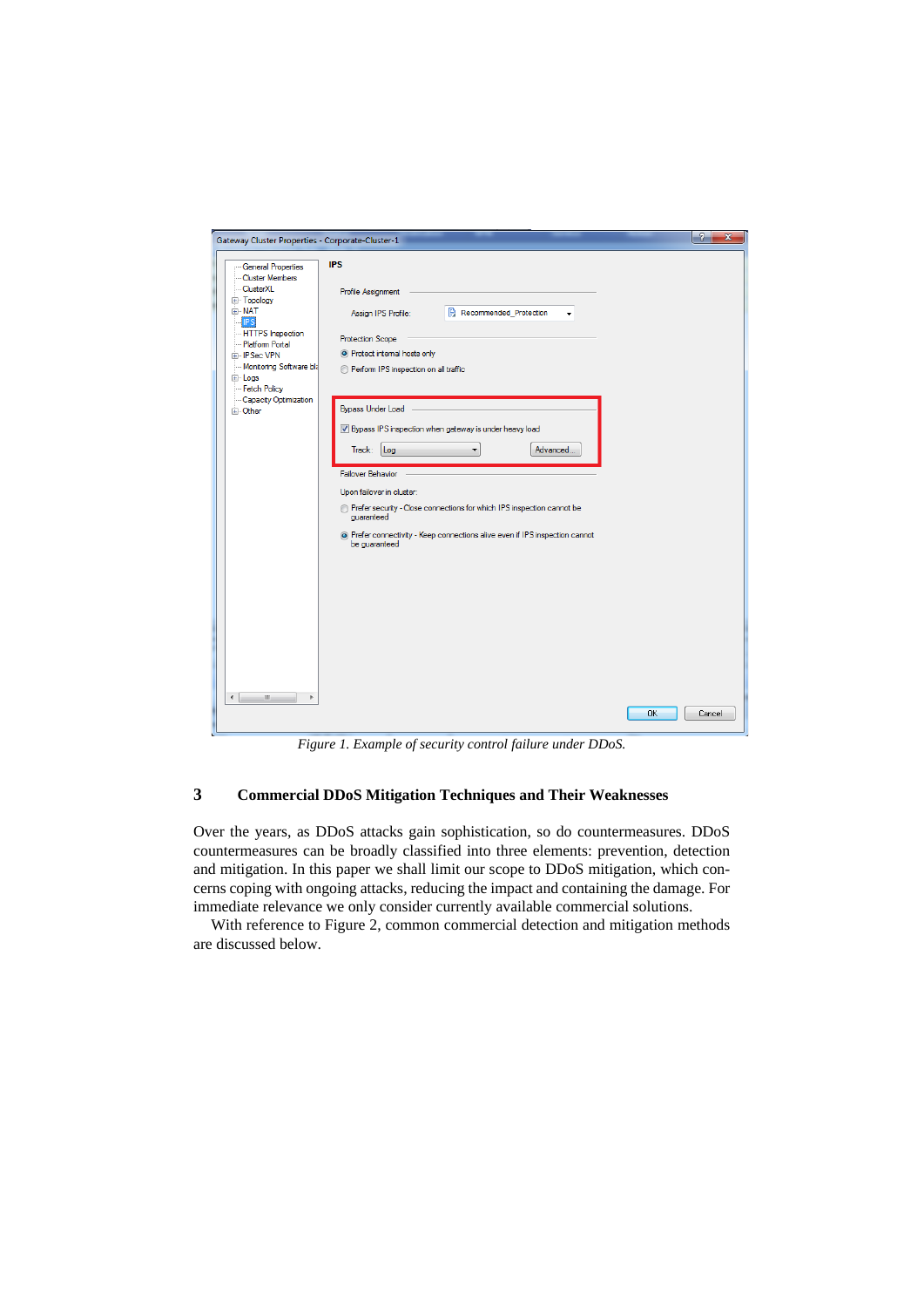*Figure 1. Example of security control failure under DDoS.*

## 3 Commercial DDoS Mitigation Techniques and Their Weaknesses

Over the years, as DDoS attacks gain sophistication, so do countermeasures. DDoS countermeasures can be broadly classified into three elements: prevention, detection and mitigation. In this paper we shall limit our scope to DDoS mitigation, which concerns coping with ongoing attacks, reducing the impact and containing the damage. For immediate relevance we only consider currently available commercial solutions.

With reference to Figure 2, common commercial detection and mitigation methods are discussed below.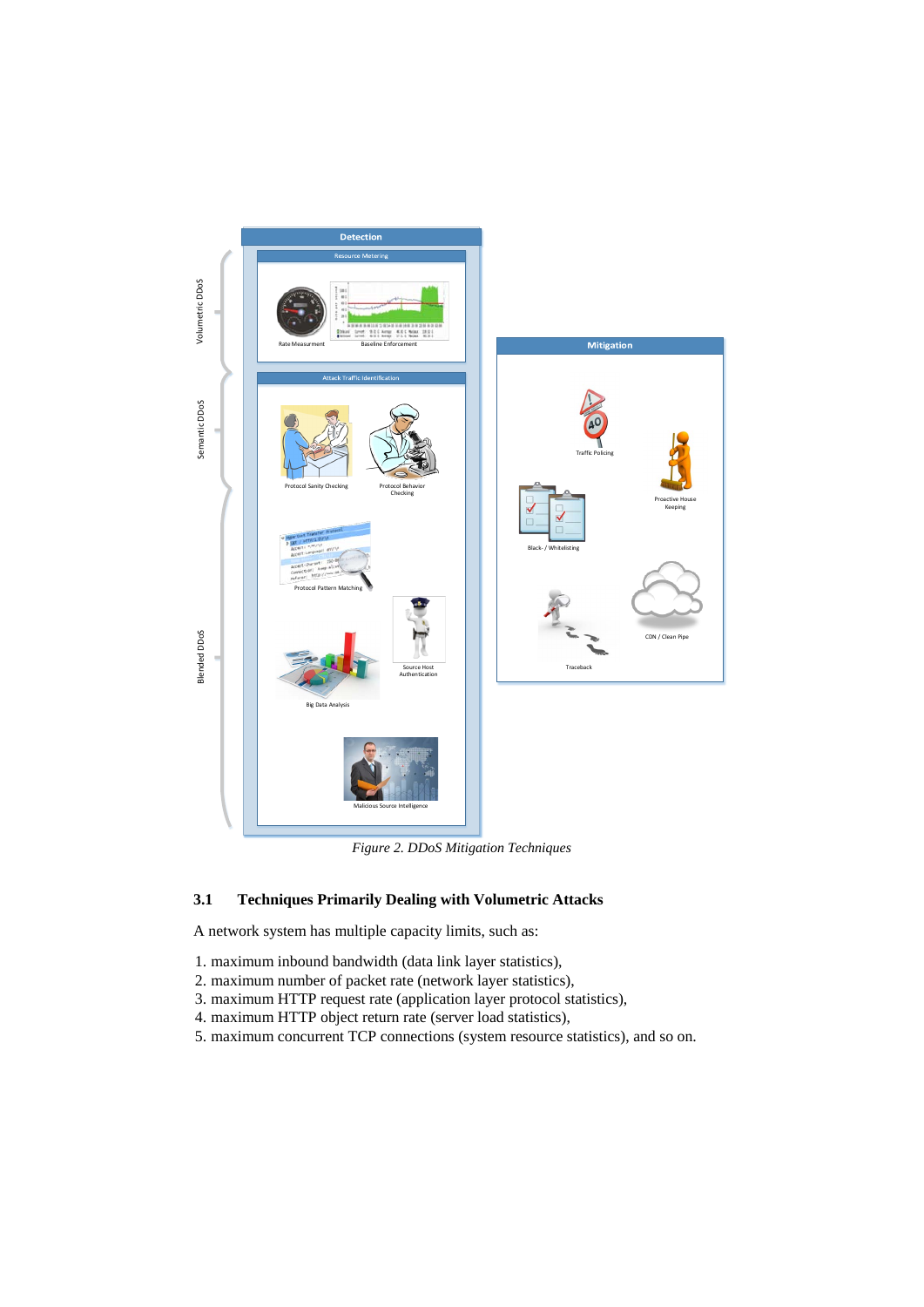*Figure 2. DDoS Mitigation Techniques*

### 3.1 Techniques Primarily Dealing with Volumetric Attacks

A network system has multiple capacity limits, such as:

1. maximum inbound bandwidth (data link layer statistics),
2. maximum number of packet rate (network layer statistics),
3. maximum HTTP request rate (application layer protocol statistics),
4. maximum HTTP object return rate (server load statistics),
5. maximum concurrent TCP connections (system resource statistics), and so on.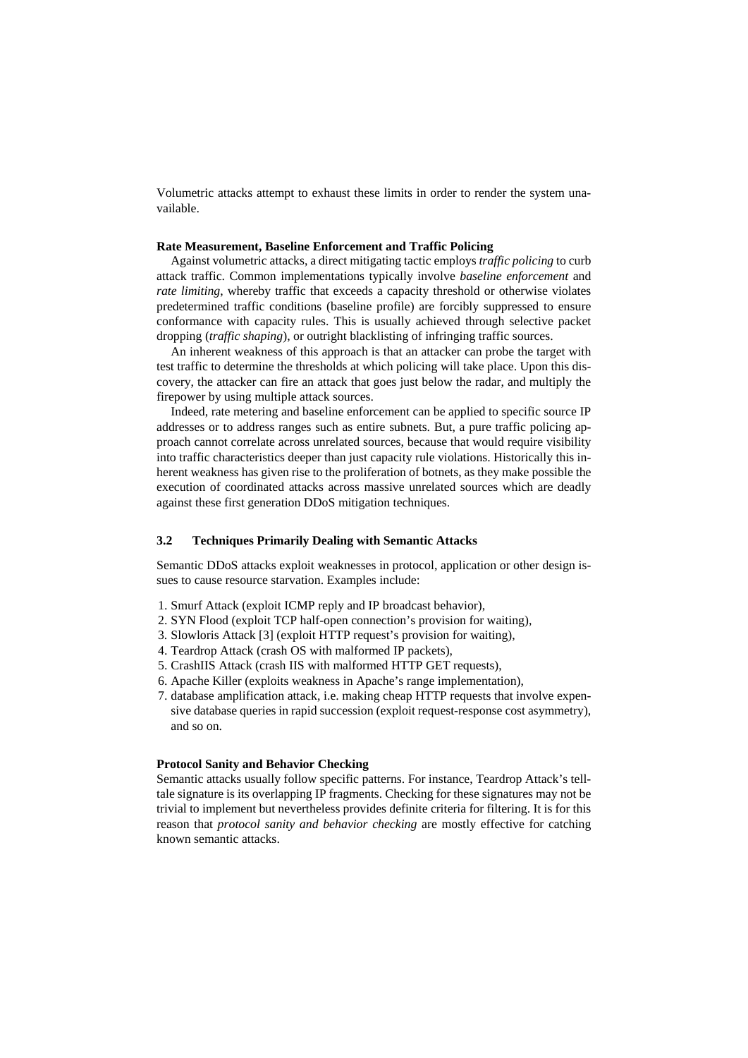Volumetric attacks attempt to exhaust these limits in order to render the system unavailable.

**Rate Measurement, Baseline Enforcement and Traffic Policing**

Against volumetric attacks, a direct mitigating tactic employs *traffic policing* to curb attack traffic. Common implementations typically involve *baseline enforcement* and *rate limiting*, whereby traffic that exceeds a capacity threshold or otherwise violates predetermined traffic conditions (baseline profile) are forcibly suppressed to ensure conformance with capacity rules. This is usually achieved through selective packet dropping (*traffic shaping*), or outright blacklisting of infringing traffic sources.

An inherent weakness of this approach is that an attacker can probe the target with test traffic to determine the thresholds at which policing will take place. Upon this discovery, the attacker can fire an attack that goes just below the radar, and multiply the firepower by using multiple attack sources.

Indeed, rate metering and baseline enforcement can be applied to specific source IP addresses or to address ranges such as entire subnets. But, a pure traffic policing approach cannot correlate across unrelated sources, because that would require visibility into traffic characteristics deeper than just capacity rule violations. Historically this inherent weakness has given rise to the proliferation of botnets, as they make possible the execution of coordinated attacks across massive unrelated sources which are deadly against these first generation DDoS mitigation techniques.

### 3.2 Techniques Primarily Dealing with Semantic Attacks

Semantic DDoS attacks exploit weaknesses in protocol, application or other design issues to cause resource starvation. Examples include:

1. Smurf Attack (exploit ICMP reply and IP broadcast behavior),
2. SYN Flood (exploit TCP half-open connection's provision for waiting),
3. Slowloris Attack [3] (exploit HTTP request's provision for waiting),
4. Teardrop Attack (crash OS with malformed IP packets),
5. CrashIIS Attack (crash IIS with malformed HTTP GET requests),
6. Apache Killer (exploits weakness in Apache's range implementation),
7. database amplification attack, i.e. making cheap HTTP requests that involve expensive database queries in rapid succession (exploit request-response cost asymmetry), and so on.

**Protocol Sanity and Behavior Checking**

Semantic attacks usually follow specific patterns. For instance, Teardrop Attack's telltale signature is its overlapping IP fragments. Checking for these signatures may not be trivial to implement but nevertheless provides definite criteria for filtering. It is for this reason that *protocol sanity and behavior checking* are mostly effective for catching known semantic attacks.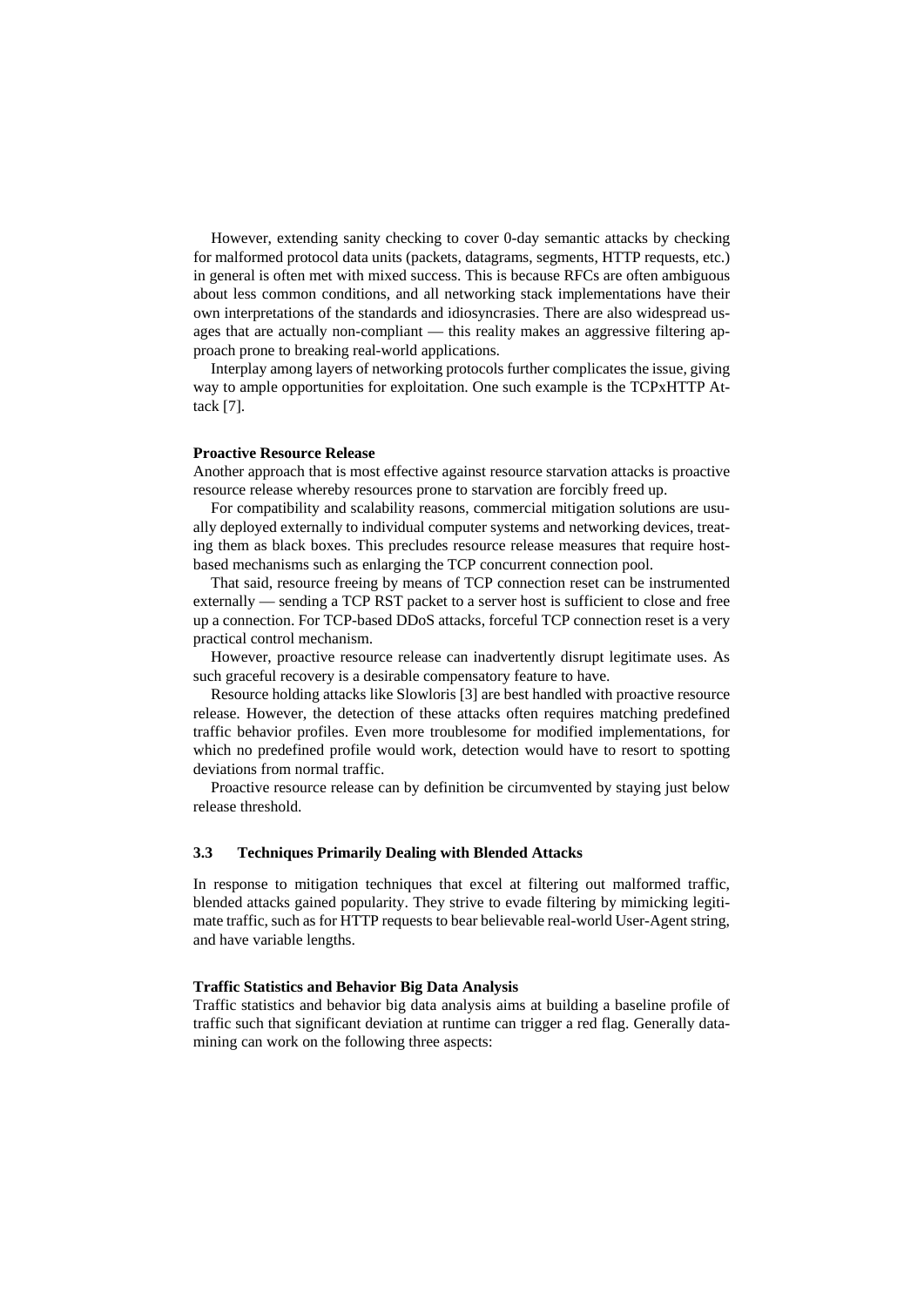However, extending sanity checking to cover 0-day semantic attacks by checking for malformed protocol data units (packets, datagrams, segments, HTTP requests, etc.) in general is often met with mixed success. This is because RFCs are often ambiguous about less common conditions, and all networking stack implementations have their own interpretations of the standards and idiosyncrasies. There are also widespread usages that are actually non-compliant — this reality makes an aggressive filtering approach prone to breaking real-world applications.

Interplay among layers of networking protocols further complicates the issue, giving way to ample opportunities for exploitation. One such example is the TCPxHTTP Attack [7].

**Proactive Resource Release**

Another approach that is most effective against resource starvation attacks is proactive resource release whereby resources prone to starvation are forcibly freed up.

For compatibility and scalability reasons, commercial mitigation solutions are usually deployed externally to individual computer systems and networking devices, treating them as black boxes. This precludes resource release measures that require host-based mechanisms such as enlarging the TCP concurrent connection pool.

That said, resource freeing by means of TCP connection reset can be instrumented externally — sending a TCP RST packet to a server host is sufficient to close and free up a connection. For TCP-based DDoS attacks, forceful TCP connection reset is a very practical control mechanism.

However, proactive resource release can inadvertently disrupt legitimate uses. As such graceful recovery is a desirable compensatory feature to have.

Resource holding attacks like Slowloris [3] are best handled with proactive resource release. However, the detection of these attacks often requires matching predefined traffic behavior profiles. Even more troublesome for modified implementations, for which no predefined profile would work, detection would have to resort to spotting deviations from normal traffic.

Proactive resource release can by definition be circumvented by staying just below release threshold.

### 3.3 Techniques Primarily Dealing with Blended Attacks

In response to mitigation techniques that excel at filtering out malformed traffic, blended attacks gained popularity. They strive to evade filtering by mimicking legitimate traffic, such as for HTTP requests to bear believable real-world User-Agent string, and have variable lengths.

**Traffic Statistics and Behavior Big Data Analysis**

Traffic statistics and behavior big data analysis aims at building a baseline profile of traffic such that significant deviation at runtime can trigger a red flag. Generally data-mining can work on the following three aspects: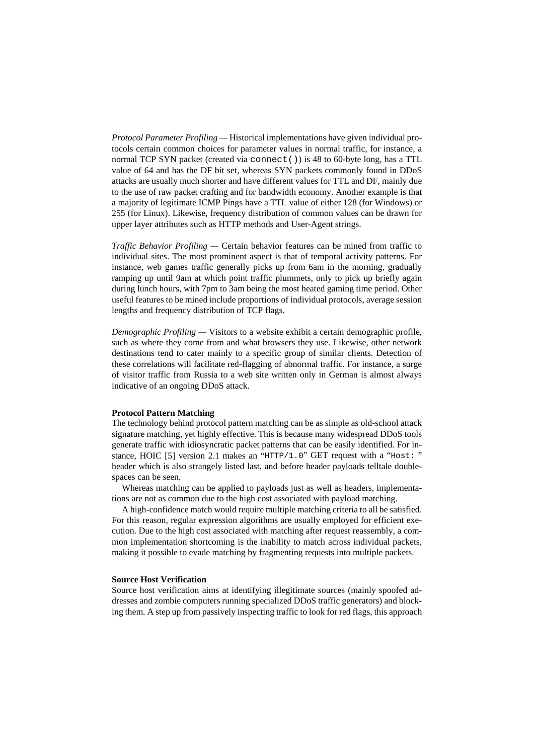*Protocol Parameter Profiling* — Historical implementations have given individual protocols certain common choices for parameter values in normal traffic, for instance, a normal TCP SYN packet (created via `connect()`) is 48 to 60-byte long, has a TTL value of 64 and has the DF bit set, whereas SYN packets commonly found in DDoS attacks are usually much shorter and have different values for TTL and DF, mainly due to the use of raw packet crafting and for bandwidth economy. Another example is that a majority of legitimate ICMP Pings have a TTL value of either 128 (for Windows) or 255 (for Linux). Likewise, frequency distribution of common values can be drawn for upper layer attributes such as HTTP methods and User-Agent strings.

*Traffic Behavior Profiling* — Certain behavior features can be mined from traffic to individual sites. The most prominent aspect is that of temporal activity patterns. For instance, web games traffic generally picks up from 6am in the morning, gradually ramping up until 9am at which point traffic plummets, only to pick up briefly again during lunch hours, with 7pm to 3am being the most heated gaming time period. Other useful features to be mined include proportions of individual protocols, average session lengths and frequency distribution of TCP flags.

*Demographic Profiling* — Visitors to a website exhibit a certain demographic profile, such as where they come from and what browsers they use. Likewise, other network destinations tend to cater mainly to a specific group of similar clients. Detection of these correlations will facilitate red-flagging of abnormal traffic. For instance, a surge of visitor traffic from Russia to a web site written only in German is almost always indicative of an ongoing DDoS attack.

**Protocol Pattern Matching**

The technology behind protocol pattern matching can be as simple as old-school attack signature matching, yet highly effective. This is because many widespread DDoS tools generate traffic with idiosyncratic packet patterns that can be easily identified. For instance, HOIC [5] version 2.1 makes an "`HTTP/1.0`" GET request with a "`Host: `" header which is also strangely listed last, and before header payloads telltale double-spaces can be seen.

Whereas matching can be applied to payloads just as well as headers, implementations are not as common due to the high cost associated with payload matching.

A high-confidence match would require multiple matching criteria to all be satisfied. For this reason, regular expression algorithms are usually employed for efficient execution. Due to the high cost associated with matching after request reassembly, a common implementation shortcoming is the inability to match across individual packets, making it possible to evade matching by fragmenting requests into multiple packets.

**Source Host Verification**

Source host verification aims at identifying illegitimate sources (mainly spoofed addresses and zombie computers running specialized DDoS traffic generators) and blocking them. A step up from passively inspecting traffic to look for red flags, this approach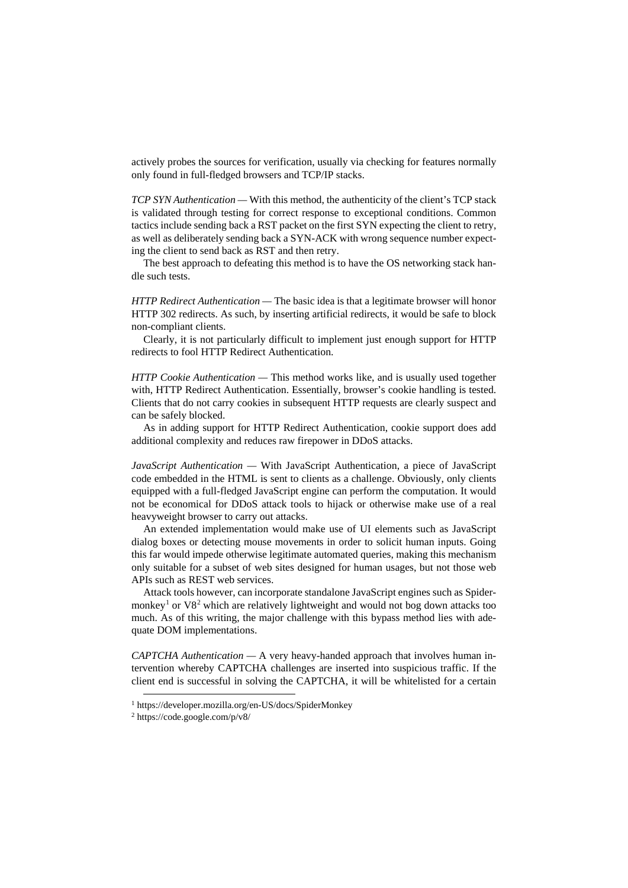actively probes the sources for verification, usually via checking for features normally only found in full-fledged browsers and TCP/IP stacks.

*TCP SYN Authentication* — With this method, the authenticity of the client's TCP stack is validated through testing for correct response to exceptional conditions. Common tactics include sending back a RST packet on the first SYN expecting the client to retry, as well as deliberately sending back a SYN-ACK with wrong sequence number expecting the client to send back as RST and then retry.

The best approach to defeating this method is to have the OS networking stack handle such tests.

*HTTP Redirect Authentication* — The basic idea is that a legitimate browser will honor HTTP 302 redirects. As such, by inserting artificial redirects, it would be safe to block non-compliant clients.

Clearly, it is not particularly difficult to implement just enough support for HTTP redirects to fool HTTP Redirect Authentication.

*HTTP Cookie Authentication* — This method works like, and is usually used together with, HTTP Redirect Authentication. Essentially, browser's cookie handling is tested. Clients that do not carry cookies in subsequent HTTP requests are clearly suspect and can be safely blocked.

As in adding support for HTTP Redirect Authentication, cookie support does add additional complexity and reduces raw firepower in DDoS attacks.

*JavaScript Authentication* — With JavaScript Authentication, a piece of JavaScript code embedded in the HTML is sent to clients as a challenge. Obviously, only clients equipped with a full-fledged JavaScript engine can perform the computation. It would not be economical for DDoS attack tools to hijack or otherwise make use of a real heavyweight browser to carry out attacks.

An extended implementation would make use of UI elements such as JavaScript dialog boxes or detecting mouse movements in order to solicit human inputs. Going this far would impede otherwise legitimate automated queries, making this mechanism only suitable for a subset of web sites designed for human usages, but not those web APIs such as REST web services.

Attack tools however, can incorporate standalone JavaScript engines such as Spidermonkey[1] or V8[2] which are relatively lightweight and would not bog down attacks too much. As of this writing, the major challenge with this bypass method lies with adequate DOM implementations.

*CAPTCHA Authentication* — A very heavy-handed approach that involves human intervention whereby CAPTCHA challenges are inserted into suspicious traffic. If the client end is successful in solving the CAPTCHA, it will be whitelisted for a certain

[1] https://developer.mozilla.org/en-US/docs/SpiderMonkey

[2] https://code.google.com/p/v8/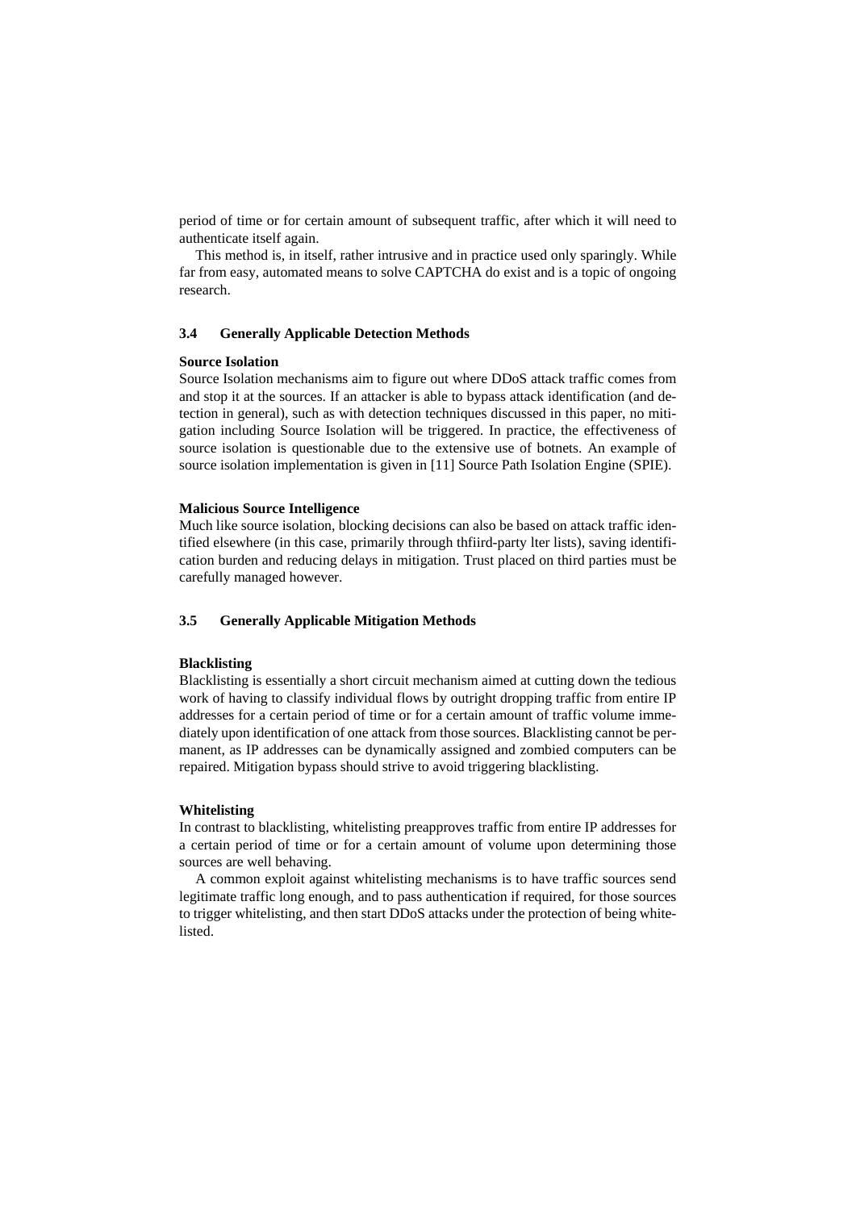period of time or for certain amount of subsequent traffic, after which it will need to authenticate itself again.

This method is, in itself, rather intrusive and in practice used only sparingly. While far from easy, automated means to solve CAPTCHA do exist and is a topic of ongoing research.

### 3.4 Generally Applicable Detection Methods

**Source Isolation**

Source Isolation mechanisms aim to figure out where DDoS attack traffic comes from and stop it at the sources. If an attacker is able to bypass attack identification (and detection in general), such as with detection techniques discussed in this paper, no mitigation including Source Isolation will be triggered. In practice, the effectiveness of source isolation is questionable due to the extensive use of botnets. An example of source isolation implementation is given in [11] Source Path Isolation Engine (SPIE).

**Malicious Source Intelligence**

Much like source isolation, blocking decisions can also be based on attack traffic identified elsewhere (in this case, primarily through thfiird-party lter lists), saving identification burden and reducing delays in mitigation. Trust placed on third parties must be carefully managed however.

### 3.5 Generally Applicable Mitigation Methods

**Blacklisting**

Blacklisting is essentially a short circuit mechanism aimed at cutting down the tedious work of having to classify individual flows by outright dropping traffic from entire IP addresses for a certain period of time or for a certain amount of traffic volume immediately upon identification of one attack from those sources. Blacklisting cannot be permanent, as IP addresses can be dynamically assigned and zombied computers can be repaired. Mitigation bypass should strive to avoid triggering blacklisting.

**Whitelisting**

In contrast to blacklisting, whitelisting preapproves traffic from entire IP addresses for a certain period of time or for a certain amount of volume upon determining those sources are well behaving.

A common exploit against whitelisting mechanisms is to have traffic sources send legitimate traffic long enough, and to pass authentication if required, for those sources to trigger whitelisting, and then start DDoS attacks under the protection of being whitelisted.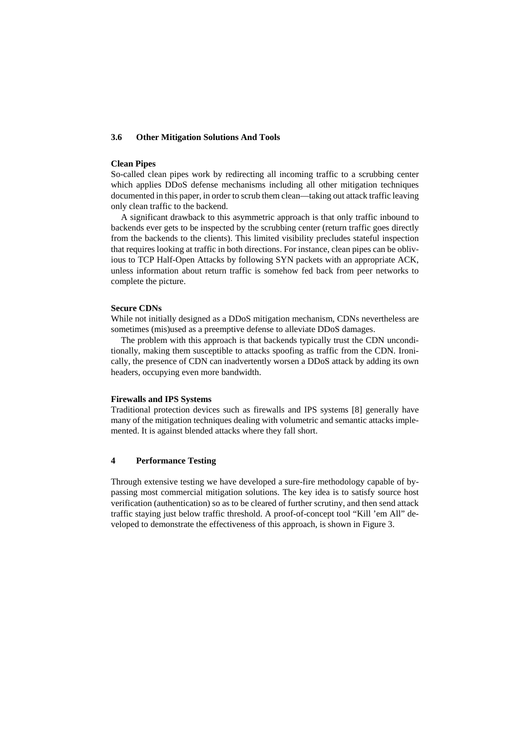### 3.6 Other Mitigation Solutions And Tools

**Clean Pipes**

So-called clean pipes work by redirecting all incoming traffic to a scrubbing center which applies DDoS defense mechanisms including all other mitigation techniques documented in this paper, in order to scrub them clean—taking out attack traffic leaving only clean traffic to the backend.

A significant drawback to this asymmetric approach is that only traffic inbound to backends ever gets to be inspected by the scrubbing center (return traffic goes directly from the backends to the clients). This limited visibility precludes stateful inspection that requires looking at traffic in both directions. For instance, clean pipes can be oblivious to TCP Half-Open Attacks by following SYN packets with an appropriate ACK, unless information about return traffic is somehow fed back from peer networks to complete the picture.

**Secure CDNs**

While not initially designed as a DDoS mitigation mechanism, CDNs nevertheless are sometimes (mis)used as a preemptive defense to alleviate DDoS damages.

The problem with this approach is that backends typically trust the CDN unconditionally, making them susceptible to attacks spoofing as traffic from the CDN. Ironically, the presence of CDN can inadvertently worsen a DDoS attack by adding its own headers, occupying even more bandwidth.

**Firewalls and IPS Systems**

Traditional protection devices such as firewalls and IPS systems [8] generally have many of the mitigation techniques dealing with volumetric and semantic attacks implemented. It is against blended attacks where they fall short.

## 4 Performance Testing

Through extensive testing we have developed a sure-fire methodology capable of bypassing most commercial mitigation solutions. The key idea is to satisfy source host verification (authentication) so as to be cleared of further scrutiny, and then send attack traffic staying just below traffic threshold. A proof-of-concept tool "Kill 'em All" developed to demonstrate the effectiveness of this approach, is shown in Figure 3.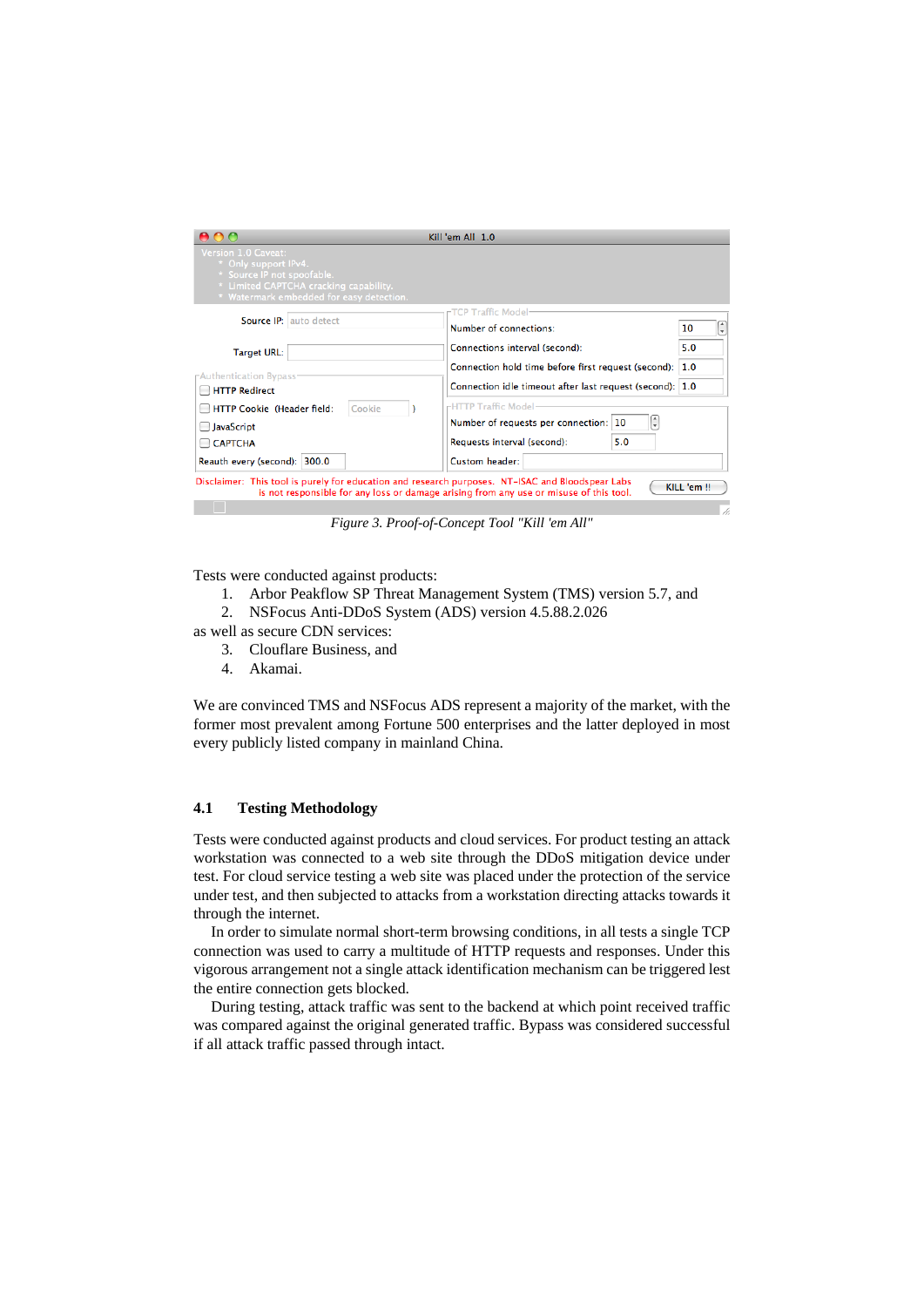Figure 3. Proof-of-Concept Tool "Kill 'em All"

Tests were conducted against products:

1. Arbor Peakflow SP Threat Management System (TMS) version 5.7, and
2. NSFocus Anti-DDoS System (ADS) version 4.5.88.2.026

as well as secure CDN services:

3. Clouflare Business, and
4. Akamai.

We are convinced TMS and NSFocus ADS represent a majority of the market, with the former most prevalent among Fortune 500 enterprises and the latter deployed in most every publicly listed company in mainland China.

### 4.1 Testing Methodology

Tests were conducted against products and cloud services. For product testing an attack workstation was connected to a web site through the DDoS mitigation device under test. For cloud service testing a web site was placed under the protection of the service under test, and then subjected to attacks from a workstation directing attacks towards it through the internet.

In order to simulate normal short-term browsing conditions, in all tests a single TCP connection was used to carry a multitude of HTTP requests and responses. Under this vigorous arrangement not a single attack identification mechanism can be triggered lest the entire connection gets blocked.

During testing, attack traffic was sent to the backend at which point received traffic was compared against the original generated traffic. Bypass was considered successful if all attack traffic passed through intact.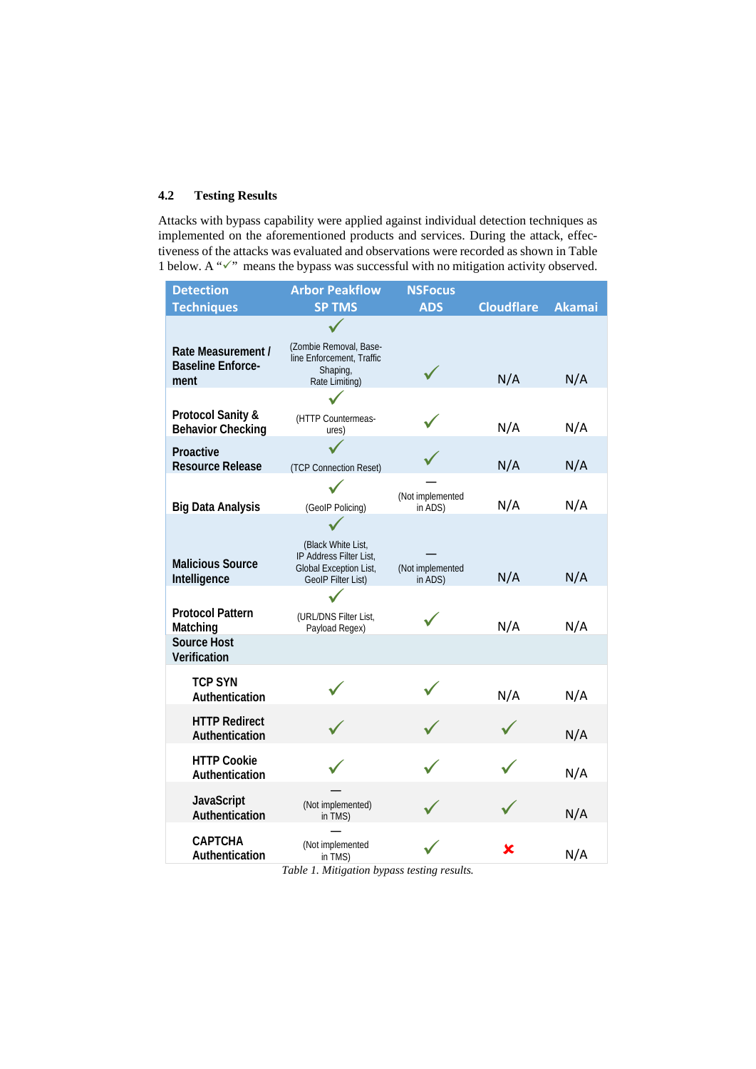### 4.2 Testing Results

Attacks with bypass capability were applied against individual detection techniques as implemented on the aforementioned products and services. During the attack, effectiveness of the attacks was evaluated and observations were recorded as shown in Table 1 below. A "✓" means the bypass was successful with no mitigation activity observed.

| Detection Techniques | Arbor Peakflow SP TMS | NSFocus ADS | Cloudflare | Akamai |
|---|---|---|---|---|
| **Rate Measurement / Baseline Enforcement** | ✓ (Zombie Removal, Baseline Enforcement, Traffic Shaping, Rate Limiting) | ✓ | N/A | N/A |
| **Protocol Sanity & Behavior Checking** | ✓ (HTTP Countermeasures) | ✓ | N/A | N/A |
| **Proactive Resource Release** | ✓ (TCP Connection Reset) | ✓ | N/A | N/A |
| **Big Data Analysis** | ✓ (GeoIP Policing) | — (Not implemented in ADS) | N/A | N/A |
| **Malicious Source Intelligence** | ✓ (Black White List, IP Address Filter List, Global Exception List, GeoIP Filter List) | — (Not implemented in ADS) | N/A | N/A |
| **Protocol Pattern Matching** | ✓ (URL/DNS Filter List, Payload Regex) | ✓ | N/A | N/A |
| **Source Host Verification** | | | | |
| **TCP SYN Authentication** | ✓ | ✓ | N/A | N/A |
| **HTTP Redirect Authentication** | ✓ | ✓ | ✓ | N/A |
| **HTTP Cookie Authentication** | ✓ | ✓ | ✓ | N/A |
| **JavaScript Authentication** | — (Not implemented in TMS) | ✓ | ✓ | N/A |
| **CAPTCHA Authentication** | — (Not implemented in TMS) | ✓ | ✘ | N/A |

*Table 1. Mitigation bypass testing results.*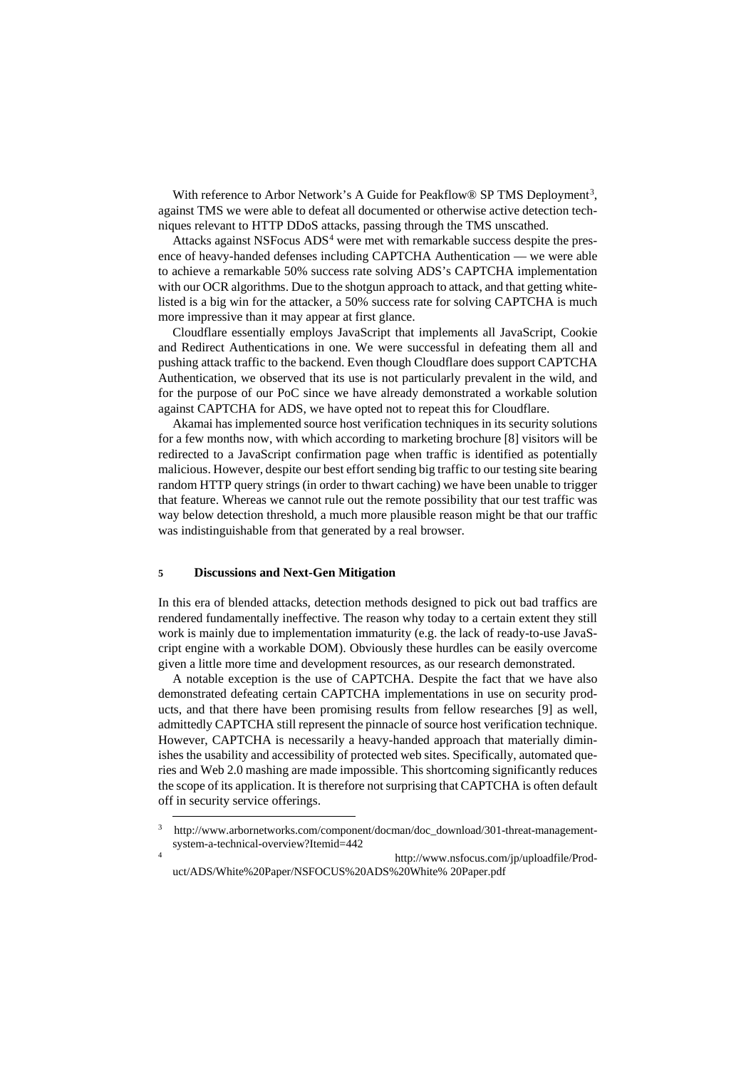With reference to Arbor Network's A Guide for Peakflow® SP TMS Deployment[3], against TMS we were able to defeat all documented or otherwise active detection techniques relevant to HTTP DDoS attacks, passing through the TMS unscathed.

Attacks against NSFocus ADS[4] were met with remarkable success despite the presence of heavy-handed defenses including CAPTCHA Authentication — we were able to achieve a remarkable 50% success rate solving ADS's CAPTCHA implementation with our OCR algorithms. Due to the shotgun approach to attack, and that getting white-listed is a big win for the attacker, a 50% success rate for solving CAPTCHA is much more impressive than it may appear at first glance.

Cloudflare essentially employs JavaScript that implements all JavaScript, Cookie and Redirect Authentications in one. We were successful in defeating them all and pushing attack traffic to the backend. Even though Cloudflare does support CAPTCHA Authentication, we observed that its use is not particularly prevalent in the wild, and for the purpose of our PoC since we have already demonstrated a workable solution against CAPTCHA for ADS, we have opted not to repeat this for Cloudflare.

Akamai has implemented source host verification techniques in its security solutions for a few months now, with which according to marketing brochure [8] visitors will be redirected to a JavaScript confirmation page when traffic is identified as potentially malicious. However, despite our best effort sending big traffic to our testing site bearing random HTTP query strings (in order to thwart caching) we have been unable to trigger that feature. Whereas we cannot rule out the remote possibility that our test traffic was way below detection threshold, a much more plausible reason might be that our traffic was indistinguishable from that generated by a real browser.

## 5 Discussions and Next-Gen Mitigation

In this era of blended attacks, detection methods designed to pick out bad traffics are rendered fundamentally ineffective. The reason why today to a certain extent they still work is mainly due to implementation immaturity (e.g. the lack of ready-to-use JavaScript engine with a workable DOM). Obviously these hurdles can be easily overcome given a little more time and development resources, as our research demonstrated.

A notable exception is the use of CAPTCHA. Despite the fact that we have also demonstrated defeating certain CAPTCHA implementations in use on security products, and that there have been promising results from fellow researches [9] as well, admittedly CAPTCHA still represent the pinnacle of source host verification technique. However, CAPTCHA is necessarily a heavy-handed approach that materially diminishes the usability and accessibility of protected web sites. Specifically, automated queries and Web 2.0 mashing are made impossible. This shortcoming significantly reduces the scope of its application. It is therefore not surprising that CAPTCHA is often default off in security service offerings.

---

[3] http://www.arbornetworks.com/component/docman/doc_download/301-threat-management-system-a-technical-overview?Itemid=442

[4] http://www.nsfocus.com/jp/uploadfile/Product/ADS/White%20Paper/NSFOCUS%20ADS%20White% 20Paper.pdf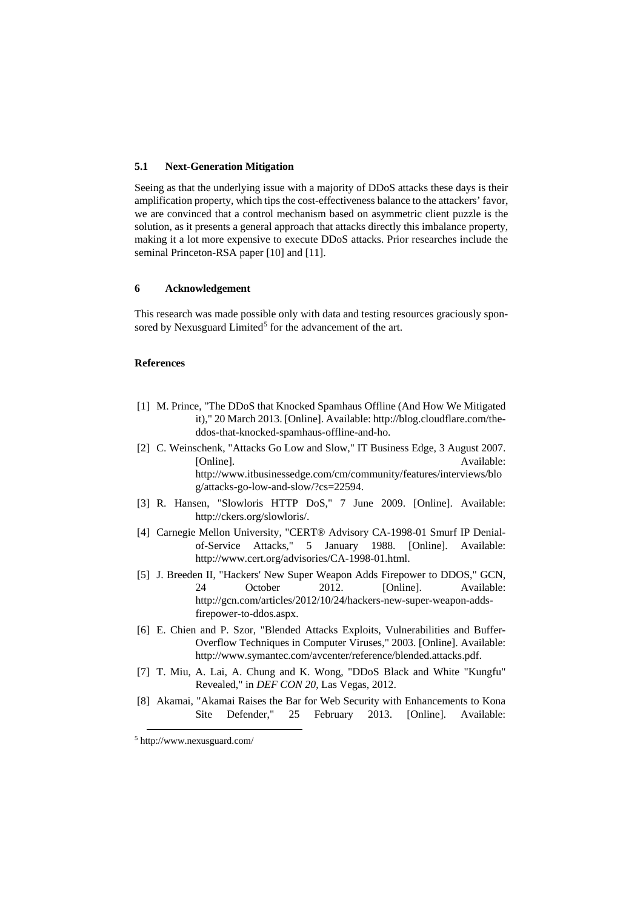### 5.1 Next-Generation Mitigation

Seeing as that the underlying issue with a majority of DDoS attacks these days is their amplification property, which tips the cost-effectiveness balance to the attackers' favor, we are convinced that a control mechanism based on asymmetric client puzzle is the solution, as it presents a general approach that attacks directly this imbalance property, making it a lot more expensive to execute DDoS attacks. Prior researches include the seminal Princeton-RSA paper [10] and [11].

## 6 Acknowledgement

This research was made possible only with data and testing resources graciously sponsored by Nexusguard Limited[5] for the advancement of the art.

### References

[1] M. Prince, "The DDoS that Knocked Spamhaus Offline (And How We Mitigated it)," 20 March 2013. [Online]. Available: http://blog.cloudflare.com/the-ddos-that-knocked-spamhaus-offline-and-ho.

[2] C. Weinschenk, "Attacks Go Low and Slow," IT Business Edge, 3 August 2007. [Online]. Available: http://www.itbusinessedge.com/cm/community/features/interviews/blog/attacks-go-low-and-slow/?cs=22594.

[3] R. Hansen, "Slowloris HTTP DoS," 7 June 2009. [Online]. Available: http://ckers.org/slowloris/.

[4] Carnegie Mellon University, "CERT® Advisory CA-1998-01 Smurf IP Denial-of-Service Attacks," 5 January 1988. [Online]. Available: http://www.cert.org/advisories/CA-1998-01.html.

[5] J. Breeden II, "Hackers' New Super Weapon Adds Firepower to DDOS," GCN, 24 October 2012. [Online]. Available: http://gcn.com/articles/2012/10/24/hackers-new-super-weapon-adds-firepower-to-ddos.aspx.

[6] E. Chien and P. Szor, "Blended Attacks Exploits, Vulnerabilities and Buffer-Overflow Techniques in Computer Viruses," 2003. [Online]. Available: http://www.symantec.com/avcenter/reference/blended.attacks.pdf.

[7] T. Miu, A. Lai, A. Chung and K. Wong, "DDoS Black and White "Kungfu" Revealed," in *DEF CON 20*, Las Vegas, 2012.

[8] Akamai, "Akamai Raises the Bar for Web Security with Enhancements to Kona Site Defender," 25 February 2013. [Online]. Available:

[5] http://www.nexusguard.com/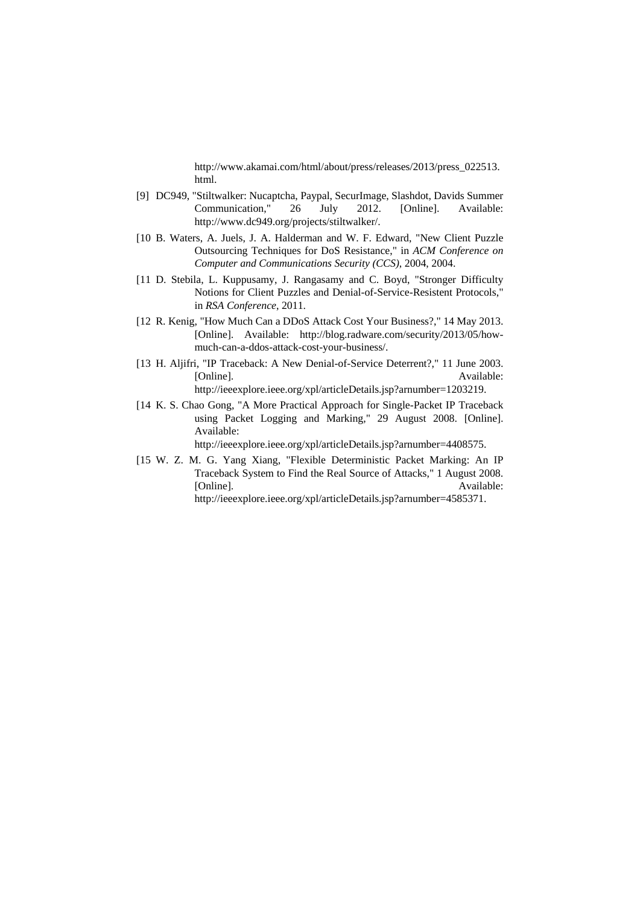http://www.akamai.com/html/about/press/releases/2013/press_022513.html.

[9] DC949, "Stiltwalker: Nucaptcha, Paypal, SecurImage, Slashdot, Davids Summer Communication," 26 July 2012. [Online]. Available: http://www.dc949.org/projects/stiltwalker/.

[10 B. Waters, A. Juels, J. A. Halderman and W. F. Edward, "New Client Puzzle Outsourcing Techniques for DoS Resistance," in *ACM Conference on Computer and Communications Security (CCS)*, 2004, 2004.

[11 D. Stebila, L. Kuppusamy, J. Rangasamy and C. Boyd, "Stronger Difficulty Notions for Client Puzzles and Denial-of-Service-Resistent Protocols," in *RSA Conference*, 2011.

[12 R. Kenig, "How Much Can a DDoS Attack Cost Your Business?," 14 May 2013. [Online]. Available: http://blog.radware.com/security/2013/05/how-much-can-a-ddos-attack-cost-your-business/.

[13 H. Aljifri, "IP Traceback: A New Denial-of-Service Deterrent?," 11 June 2003. [Online]. Available: http://ieeexplore.ieee.org/xpl/articleDetails.jsp?arnumber=1203219.

[14 K. S. Chao Gong, "A More Practical Approach for Single-Packet IP Traceback using Packet Logging and Marking," 29 August 2008. [Online]. Available: http://ieeexplore.ieee.org/xpl/articleDetails.jsp?arnumber=4408575.

[15 W. Z. M. G. Yang Xiang, "Flexible Deterministic Packet Marking: An IP Traceback System to Find the Real Source of Attacks," 1 August 2008. [Online]. Available: http://ieeexplore.ieee.org/xpl/articleDetails.jsp?arnumber=4585371.